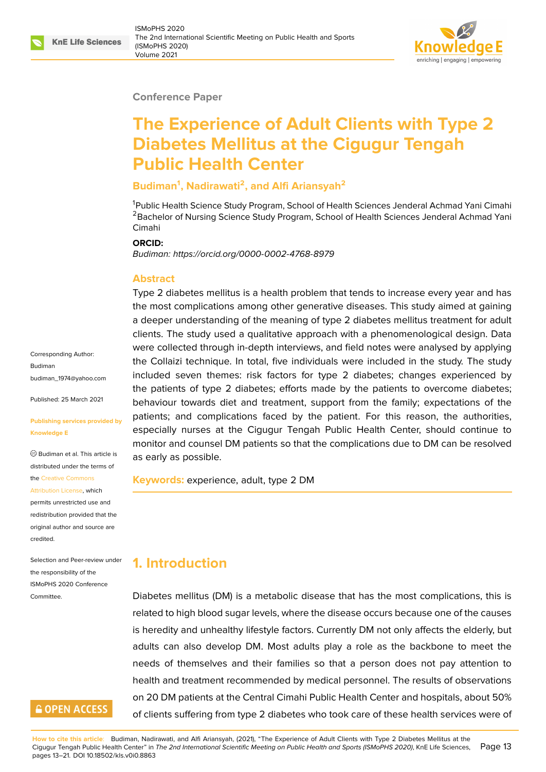Conference Paper

# The Experience of Adult Clients with Type 2 Diabetes Mellitus at the Cigugur Tengah Public Health Center

**Budiman[1], Nadirawati[2], and Alfi Ariansyah[2]**

[1]Public Health Science Study Program, School of Health Sciences Jenderal Achmad Yani Cimahi
[2]Bachelor of Nursing Science Study Program, School of Health Sciences Jenderal Achmad Yani Cimahi

**ORCID:**
*Budiman: https://orcid.org/0000-0002-4768-8979*

Corresponding Author: Budiman budiman_1974@yahoo.com

Published: 25 March 2021

Publishing services provided by Knowledge E

© Budiman et al. This article is distributed under the terms of the Creative Commons Attribution License, which permits unrestricted use and redistribution provided that the original author and source are credited.

Selection and Peer-review under the responsibility of the ISMoPHS 2020 Conference Committee.

## Abstract

Type 2 diabetes mellitus is a health problem that tends to increase every year and has the most complications among other generative diseases. This study aimed at gaining a deeper understanding of the meaning of type 2 diabetes mellitus treatment for adult clients. The study used a qualitative approach with a phenomenological design. Data were collected through in-depth interviews, and field notes were analysed by applying the Collaizi technique. In total, five individuals were included in the study. The study included seven themes: risk factors for type 2 diabetes; changes experienced by the patients of type 2 diabetes; efforts made by the patients to overcome diabetes; behaviour towards diet and treatment, support from the family; expectations of the patients; and complications faced by the patient. For this reason, the authorities, especially nurses at the Cigugur Tengah Public Health Center, should continue to monitor and counsel DM patients so that the complications due to DM can be resolved as early as possible.

**Keywords:** experience, adult, type 2 DM

## 1. Introduction

Diabetes mellitus (DM) is a metabolic disease that has the most complications, this is related to high blood sugar levels, where the disease occurs because one of the causes is heredity and unhealthy lifestyle factors. Currently DM not only affects the elderly, but adults can also develop DM. Most adults play a role as the backbone to meet the needs of themselves and their families so that a person does not pay attention to health and treatment recommended by medical personnel. The results of observations on 20 DM patients at the Central Cimahi Public Health Center and hospitals, about 50% of clients suffering from type 2 diabetes who took care of these health services were of

**How to cite this article**: Budiman, Nadirawati, and Alfi Ariansyah, (2021), "The Experience of Adult Clients with Type 2 Diabetes Mellitus at the Cigugur Tengah Public Health Center" in *The 2nd International Scientific Meeting on Public Health and Sports (ISMoPHS 2020)*, KnE Life Sciences, pages 13–21. DOI 10.18502/kls.v0i0.8863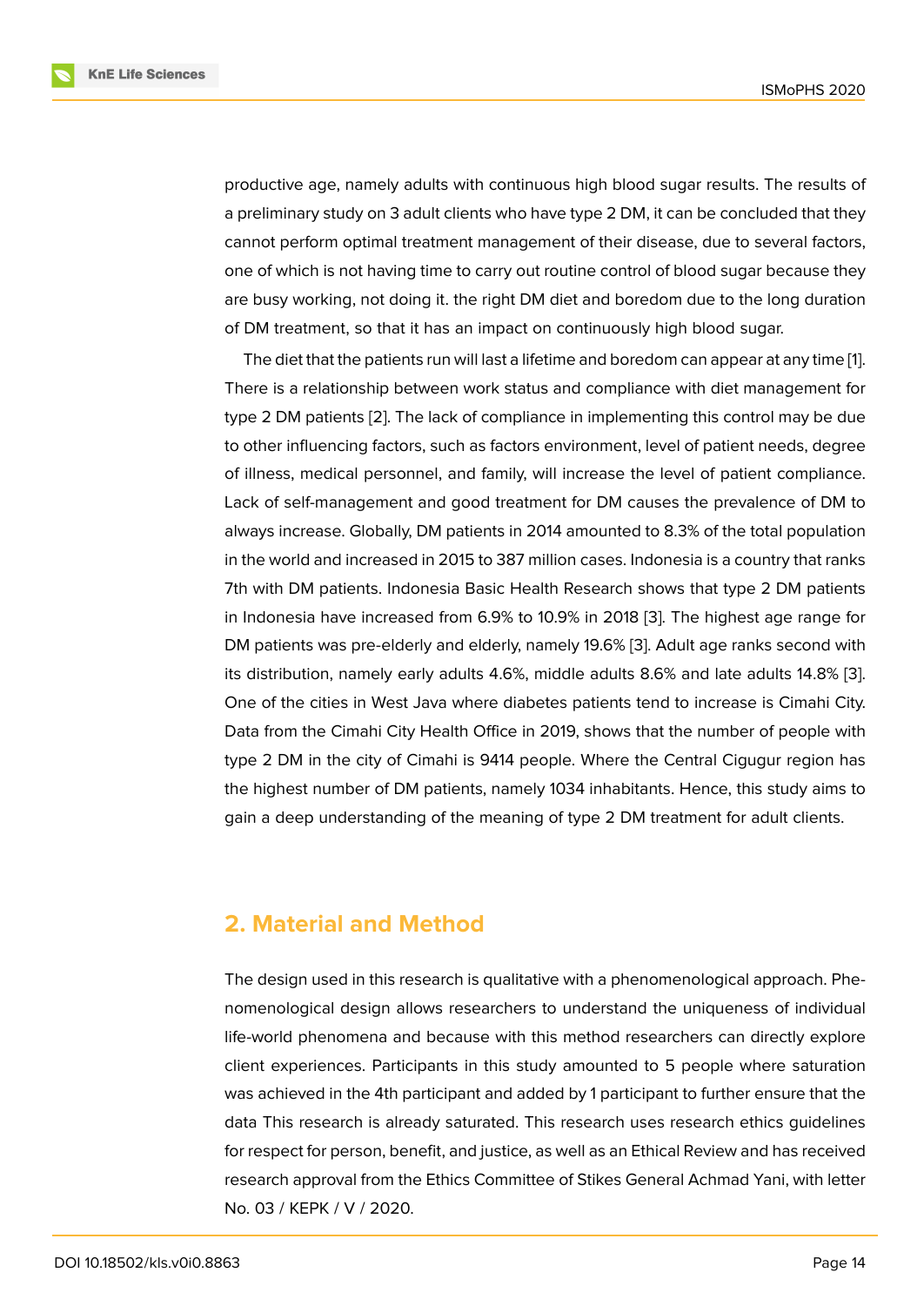productive age, namely adults with continuous high blood sugar results. The results of a preliminary study on 3 adult clients who have type 2 DM, it can be concluded that they cannot perform optimal treatment management of their disease, due to several factors, one of which is not having time to carry out routine control of blood sugar because they are busy working, not doing it. the right DM diet and boredom due to the long duration of DM treatment, so that it has an impact on continuously high blood sugar.

The diet that the patients run will last a lifetime and boredom can appear at any time [1]. There is a relationship between work status and compliance with diet management for type 2 DM patients [2]. The lack of compliance in implementing this control may be due to other influencing factors, such as factors environment, level of patient needs, degree of illness, medical personnel, and family, will increase the level of patient compliance. Lack of self-management and good treatment for DM causes the prevalence of DM to always increase. Globally, DM patients in 2014 amounted to 8.3% of the total population in the world and increased in 2015 to 387 million cases. Indonesia is a country that ranks 7th with DM patients. Indonesia Basic Health Research shows that type 2 DM patients in Indonesia have increased from 6.9% to 10.9% in 2018 [3]. The highest age range for DM patients was pre-elderly and elderly, namely 19.6% [3]. Adult age ranks second with its distribution, namely early adults 4.6%, middle adults 8.6% and late adults 14.8% [3]. One of the cities in West Java where diabetes patients tend to increase is Cimahi City. Data from the Cimahi City Health Office in 2019, shows that the number of people with type 2 DM in the city of Cimahi is 9414 people. Where the Central Cigugur region has the highest number of DM patients, namely 1034 inhabitants. Hence, this study aims to gain a deep understanding of the meaning of type 2 DM treatment for adult clients.

## 2. Material and Method

The design used in this research is qualitative with a phenomenological approach. Phenomenological design allows researchers to understand the uniqueness of individual life-world phenomena and because with this method researchers can directly explore client experiences. Participants in this study amounted to 5 people where saturation was achieved in the 4th participant and added by 1 participant to further ensure that the data This research is already saturated. This research uses research ethics guidelines for respect for person, benefit, and justice, as well as an Ethical Review and has received research approval from the Ethics Committee of Stikes General Achmad Yani, with letter No. 03 / KEPK / V / 2020.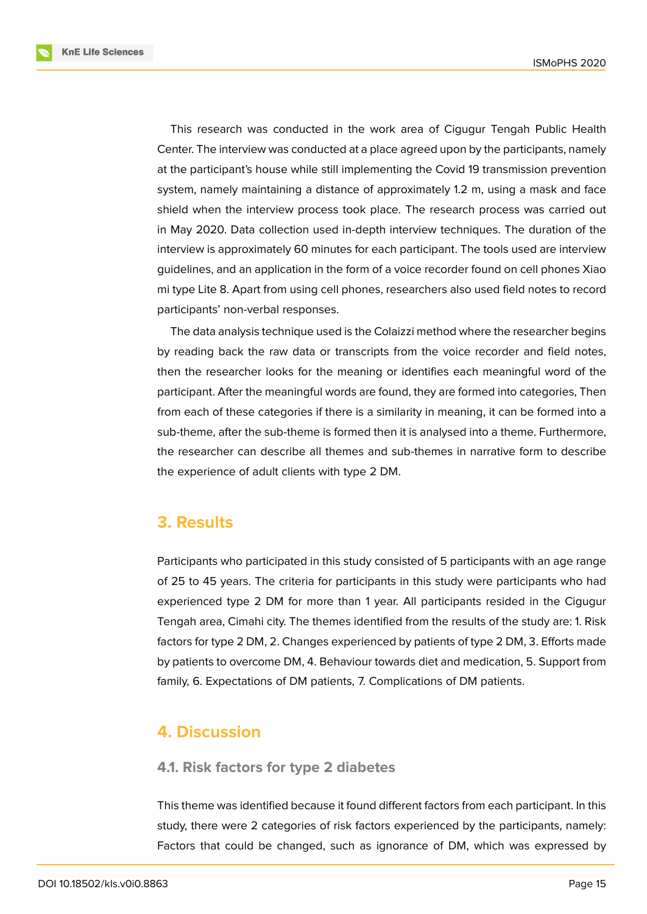This research was conducted in the work area of Cigugur Tengah Public Health Center. The interview was conducted at a place agreed upon by the participants, namely at the participant's house while still implementing the Covid 19 transmission prevention system, namely maintaining a distance of approximately 1.2 m, using a mask and face shield when the interview process took place. The research process was carried out in May 2020. Data collection used in-depth interview techniques. The duration of the interview is approximately 60 minutes for each participant. The tools used are interview guidelines, and an application in the form of a voice recorder found on cell phones Xiao mi type Lite 8. Apart from using cell phones, researchers also used field notes to record participants' non-verbal responses.

The data analysis technique used is the Colaizzi method where the researcher begins by reading back the raw data or transcripts from the voice recorder and field notes, then the researcher looks for the meaning or identifies each meaningful word of the participant. After the meaningful words are found, they are formed into categories, Then from each of these categories if there is a similarity in meaning, it can be formed into a sub-theme, after the sub-theme is formed then it is analysed into a theme. Furthermore, the researcher can describe all themes and sub-themes in narrative form to describe the experience of adult clients with type 2 DM.

## 3. Results

Participants who participated in this study consisted of 5 participants with an age range of 25 to 45 years. The criteria for participants in this study were participants who had experienced type 2 DM for more than 1 year. All participants resided in the Cigugur Tengah area, Cimahi city. The themes identified from the results of the study are: 1. Risk factors for type 2 DM, 2. Changes experienced by patients of type 2 DM, 3. Efforts made by patients to overcome DM, 4. Behaviour towards diet and medication, 5. Support from family, 6. Expectations of DM patients, 7. Complications of DM patients.

## 4. Discussion

### 4.1. Risk factors for type 2 diabetes

This theme was identified because it found different factors from each participant. In this study, there were 2 categories of risk factors experienced by the participants, namely: Factors that could be changed, such as ignorance of DM, which was expressed by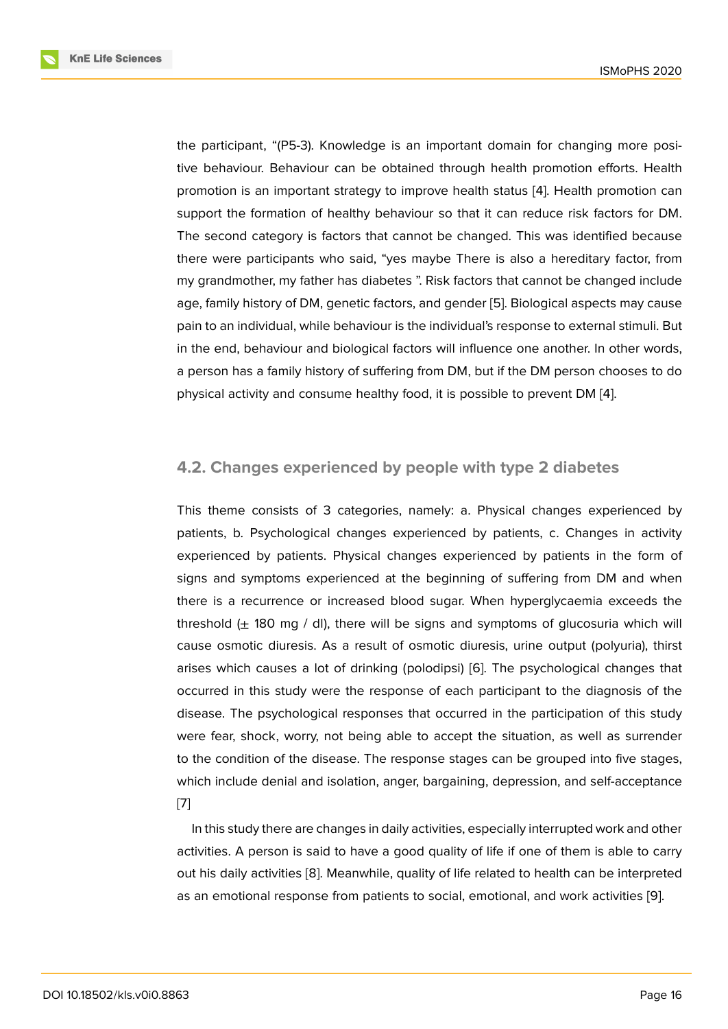the participant, "(P5-3). Knowledge is an important domain for changing more positive behaviour. Behaviour can be obtained through health promotion efforts. Health promotion is an important strategy to improve health status [4]. Health promotion can support the formation of healthy behaviour so that it can reduce risk factors for DM. The second category is factors that cannot be changed. This was identified because there were participants who said, "yes maybe There is also a hereditary factor, from my grandmother, my father has diabetes ". Risk factors that cannot be changed include age, family history of DM, genetic factors, and gender [5]. Biological aspects may cause pain to an individual, while behaviour is the individual's response to external stimuli. But in the end, behaviour and biological factors will influence one another. In other words, a person has a family history of suffering from DM, but if the DM person chooses to do physical activity and consume healthy food, it is possible to prevent DM [4].

## 4.2. Changes experienced by people with type 2 diabetes

This theme consists of 3 categories, namely: a. Physical changes experienced by patients, b. Psychological changes experienced by patients, c. Changes in activity experienced by patients. Physical changes experienced by patients in the form of signs and symptoms experienced at the beginning of suffering from DM and when there is a recurrence or increased blood sugar. When hyperglycaemia exceeds the threshold ($\pm$ 180 mg / dl), there will be signs and symptoms of glucosuria which will cause osmotic diuresis. As a result of osmotic diuresis, urine output (polyuria), thirst arises which causes a lot of drinking (polodipsi) [6]. The psychological changes that occurred in this study were the response of each participant to the diagnosis of the disease. The psychological responses that occurred in the participation of this study were fear, shock, worry, not being able to accept the situation, as well as surrender to the condition of the disease. The response stages can be grouped into five stages, which include denial and isolation, anger, bargaining, depression, and self-acceptance [7]

In this study there are changes in daily activities, especially interrupted work and other activities. A person is said to have a good quality of life if one of them is able to carry out his daily activities [8]. Meanwhile, quality of life related to health can be interpreted as an emotional response from patients to social, emotional, and work activities [9].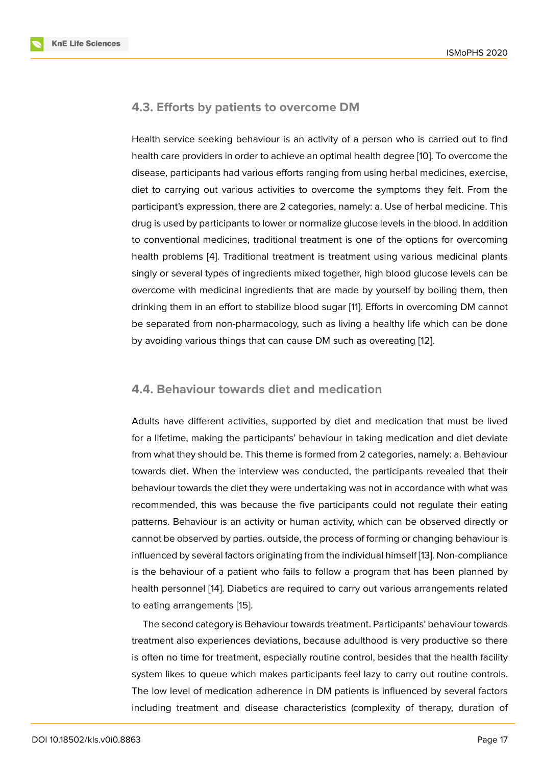### 4.3. Efforts by patients to overcome DM

Health service seeking behaviour is an activity of a person who is carried out to find health care providers in order to achieve an optimal health degree [10]. To overcome the disease, participants had various efforts ranging from using herbal medicines, exercise, diet to carrying out various activities to overcome the symptoms they felt. From the participant's expression, there are 2 categories, namely: a. Use of herbal medicine. This drug is used by participants to lower or normalize glucose levels in the blood. In addition to conventional medicines, traditional treatment is one of the options for overcoming health problems [4]. Traditional treatment is treatment using various medicinal plants singly or several types of ingredients mixed together, high blood glucose levels can be overcome with medicinal ingredients that are made by yourself by boiling them, then drinking them in an effort to stabilize blood sugar [11]. Efforts in overcoming DM cannot be separated from non-pharmacology, such as living a healthy life which can be done by avoiding various things that can cause DM such as overeating [12].

### 4.4. Behaviour towards diet and medication

Adults have different activities, supported by diet and medication that must be lived for a lifetime, making the participants' behaviour in taking medication and diet deviate from what they should be. This theme is formed from 2 categories, namely: a. Behaviour towards diet. When the interview was conducted, the participants revealed that their behaviour towards the diet they were undertaking was not in accordance with what was recommended, this was because the five participants could not regulate their eating patterns. Behaviour is an activity or human activity, which can be observed directly or cannot be observed by parties. outside, the process of forming or changing behaviour is influenced by several factors originating from the individual himself [13]. Non-compliance is the behaviour of a patient who fails to follow a program that has been planned by health personnel [14]. Diabetics are required to carry out various arrangements related to eating arrangements [15].

The second category is Behaviour towards treatment. Participants' behaviour towards treatment also experiences deviations, because adulthood is very productive so there is often no time for treatment, especially routine control, besides that the health facility system likes to queue which makes participants feel lazy to carry out routine controls. The low level of medication adherence in DM patients is influenced by several factors including treatment and disease characteristics (complexity of therapy, duration of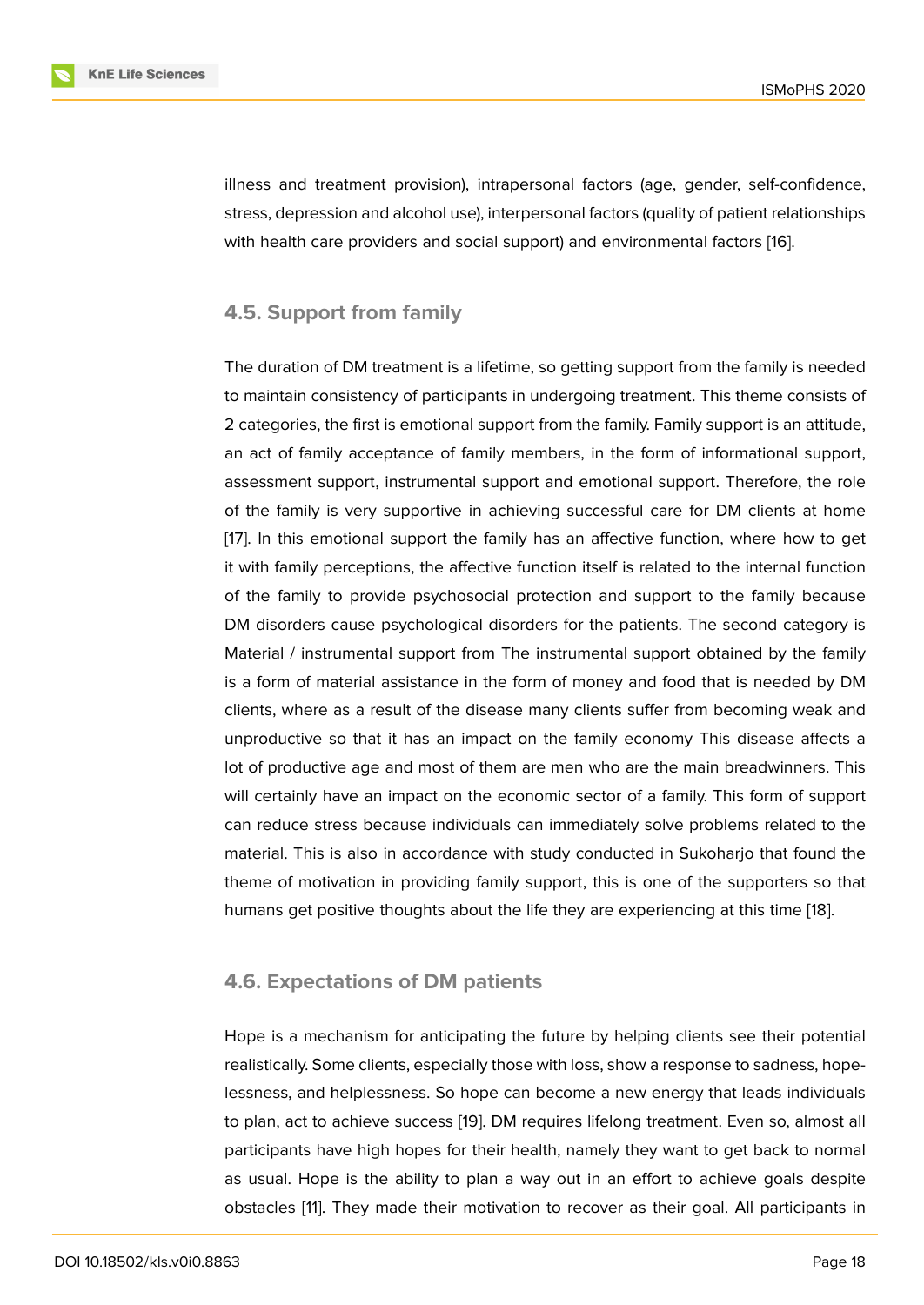illness and treatment provision), intrapersonal factors (age, gender, self-confidence, stress, depression and alcohol use), interpersonal factors (quality of patient relationships with health care providers and social support) and environmental factors [16].

### 4.5. Support from family

The duration of DM treatment is a lifetime, so getting support from the family is needed to maintain consistency of participants in undergoing treatment. This theme consists of 2 categories, the first is emotional support from the family. Family support is an attitude, an act of family acceptance of family members, in the form of informational support, assessment support, instrumental support and emotional support. Therefore, the role of the family is very supportive in achieving successful care for DM clients at home [17]. In this emotional support the family has an affective function, where how to get it with family perceptions, the affective function itself is related to the internal function of the family to provide psychosocial protection and support to the family because DM disorders cause psychological disorders for the patients. The second category is Material / instrumental support from The instrumental support obtained by the family is a form of material assistance in the form of money and food that is needed by DM clients, where as a result of the disease many clients suffer from becoming weak and unproductive so that it has an impact on the family economy This disease affects a lot of productive age and most of them are men who are the main breadwinners. This will certainly have an impact on the economic sector of a family. This form of support can reduce stress because individuals can immediately solve problems related to the material. This is also in accordance with study conducted in Sukoharjo that found the theme of motivation in providing family support, this is one of the supporters so that humans get positive thoughts about the life they are experiencing at this time [18].

### 4.6. Expectations of DM patients

Hope is a mechanism for anticipating the future by helping clients see their potential realistically. Some clients, especially those with loss, show a response to sadness, hopelessness, and helplessness. So hope can become a new energy that leads individuals to plan, act to achieve success [19]. DM requires lifelong treatment. Even so, almost all participants have high hopes for their health, namely they want to get back to normal as usual. Hope is the ability to plan a way out in an effort to achieve goals despite obstacles [11]. They made their motivation to recover as their goal. All participants in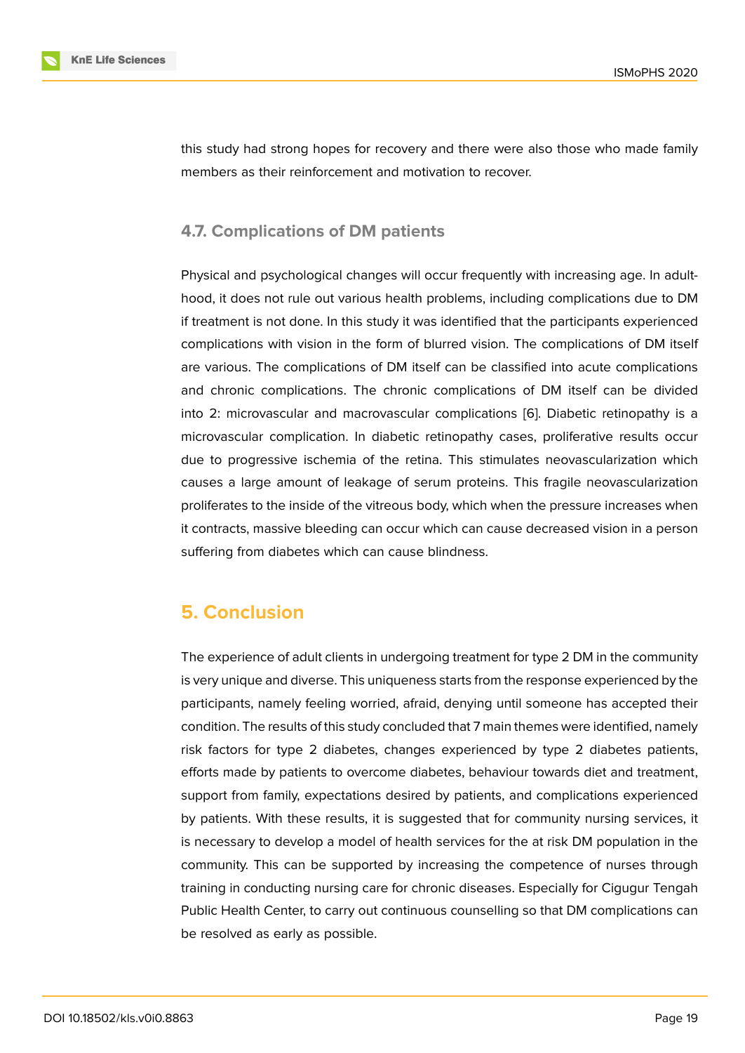this study had strong hopes for recovery and there were also those who made family members as their reinforcement and motivation to recover.

### 4.7. Complications of DM patients

Physical and psychological changes will occur frequently with increasing age. In adulthood, it does not rule out various health problems, including complications due to DM if treatment is not done. In this study it was identified that the participants experienced complications with vision in the form of blurred vision. The complications of DM itself are various. The complications of DM itself can be classified into acute complications and chronic complications. The chronic complications of DM itself can be divided into 2: microvascular and macrovascular complications [6]. Diabetic retinopathy is a microvascular complication. In diabetic retinopathy cases, proliferative results occur due to progressive ischemia of the retina. This stimulates neovascularization which causes a large amount of leakage of serum proteins. This fragile neovascularization proliferates to the inside of the vitreous body, which when the pressure increases when it contracts, massive bleeding can occur which can cause decreased vision in a person suffering from diabetes which can cause blindness.

## 5. Conclusion

The experience of adult clients in undergoing treatment for type 2 DM in the community is very unique and diverse. This uniqueness starts from the response experienced by the participants, namely feeling worried, afraid, denying until someone has accepted their condition. The results of this study concluded that 7 main themes were identified, namely risk factors for type 2 diabetes, changes experienced by type 2 diabetes patients, efforts made by patients to overcome diabetes, behaviour towards diet and treatment, support from family, expectations desired by patients, and complications experienced by patients. With these results, it is suggested that for community nursing services, it is necessary to develop a model of health services for the at risk DM population in the community. This can be supported by increasing the competence of nurses through training in conducting nursing care for chronic diseases. Especially for Cigugur Tengah Public Health Center, to carry out continuous counselling so that DM complications can be resolved as early as possible.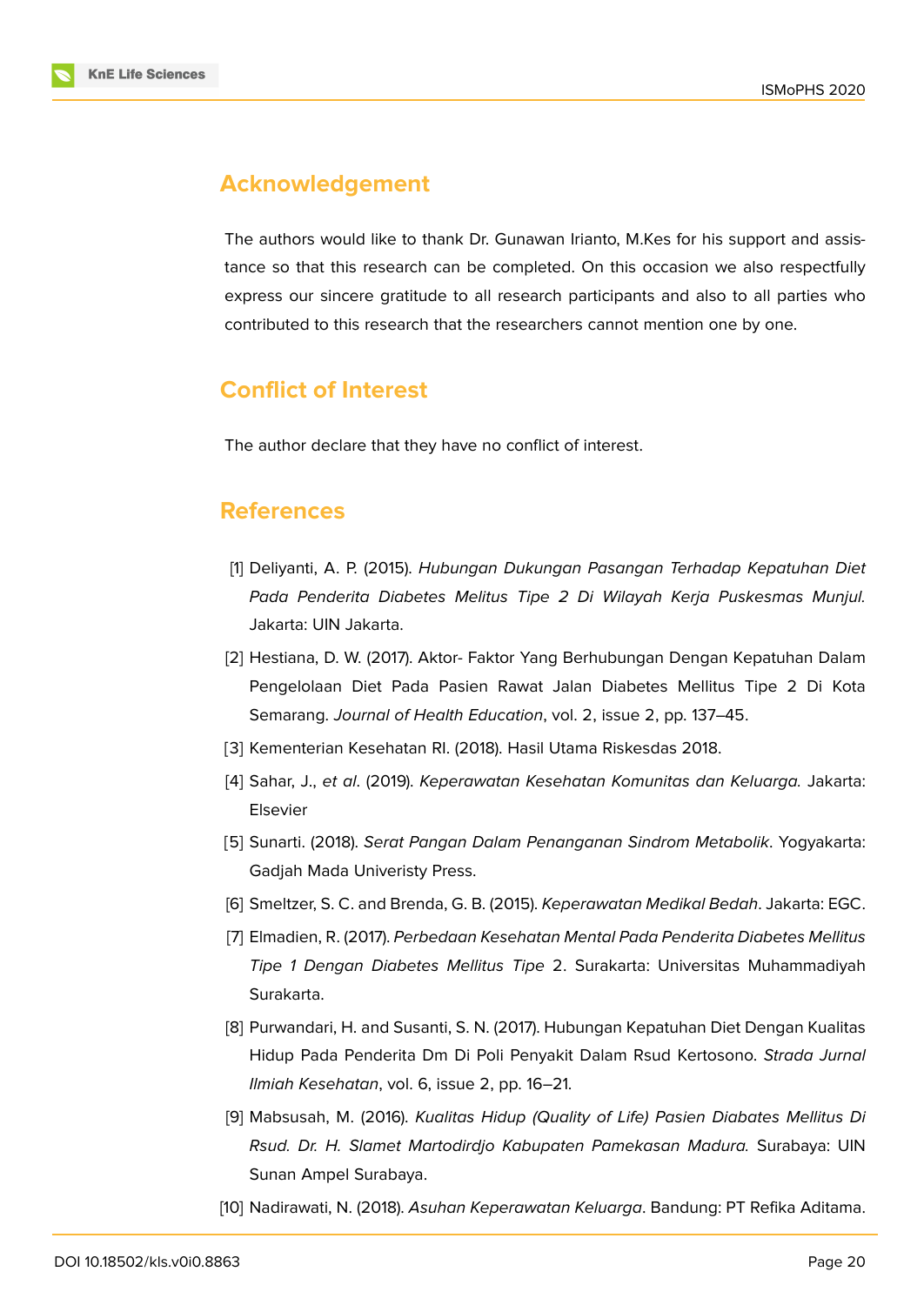## Acknowledgement

The authors would like to thank Dr. Gunawan Irianto, M.Kes for his support and assistance so that this research can be completed. On this occasion we also respectfully express our sincere gratitude to all research participants and also to all parties who contributed to this research that the researchers cannot mention one by one.

## Conflict of Interest

The author declare that they have no conflict of interest.

## References

[1] Deliyanti, A. P. (2015). *Hubungan Dukungan Pasangan Terhadap Kepatuhan Diet Pada Penderita Diabetes Melitus Tipe 2 Di Wilayah Kerja Puskesmas Munjul.* Jakarta: UIN Jakarta.

[2] Hestiana, D. W. (2017). Aktor- Faktor Yang Berhubungan Dengan Kepatuhan Dalam Pengelolaan Diet Pada Pasien Rawat Jalan Diabetes Mellitus Tipe 2 Di Kota Semarang. *Journal of Health Education*, vol. 2, issue 2, pp. 137–45.

[3] Kementerian Kesehatan RI. (2018). Hasil Utama Riskesdas 2018.

[4] Sahar, J., *et al*. (2019). *Keperawatan Kesehatan Komunitas dan Keluarga.* Jakarta: Elsevier

[5] Sunarti. (2018). *Serat Pangan Dalam Penanganan Sindrom Metabolik*. Yogyakarta: Gadjah Mada Univeristy Press.

[6] Smeltzer, S. C. and Brenda, G. B. (2015). *Keperawatan Medikal Bedah*. Jakarta: EGC.

[7] Elmadien, R. (2017). *Perbedaan Kesehatan Mental Pada Penderita Diabetes Mellitus Tipe 1 Dengan Diabetes Mellitus Tipe* 2. Surakarta: Universitas Muhammadiyah Surakarta.

[8] Purwandari, H. and Susanti, S. N. (2017). Hubungan Kepatuhan Diet Dengan Kualitas Hidup Pada Penderita Dm Di Poli Penyakit Dalam Rsud Kertosono. *Strada Jurnal Ilmiah Kesehatan*, vol. 6, issue 2, pp. 16–21.

[9] Mabsusah, M. (2016). *Kualitas Hidup (Quality of Life) Pasien Diabates Mellitus Di Rsud. Dr. H. Slamet Martodirdjo Kabupaten Pamekasan Madura.* Surabaya: UIN Sunan Ampel Surabaya.

[10] Nadirawati, N. (2018). *Asuhan Keperawatan Keluarga*. Bandung: PT Refika Aditama.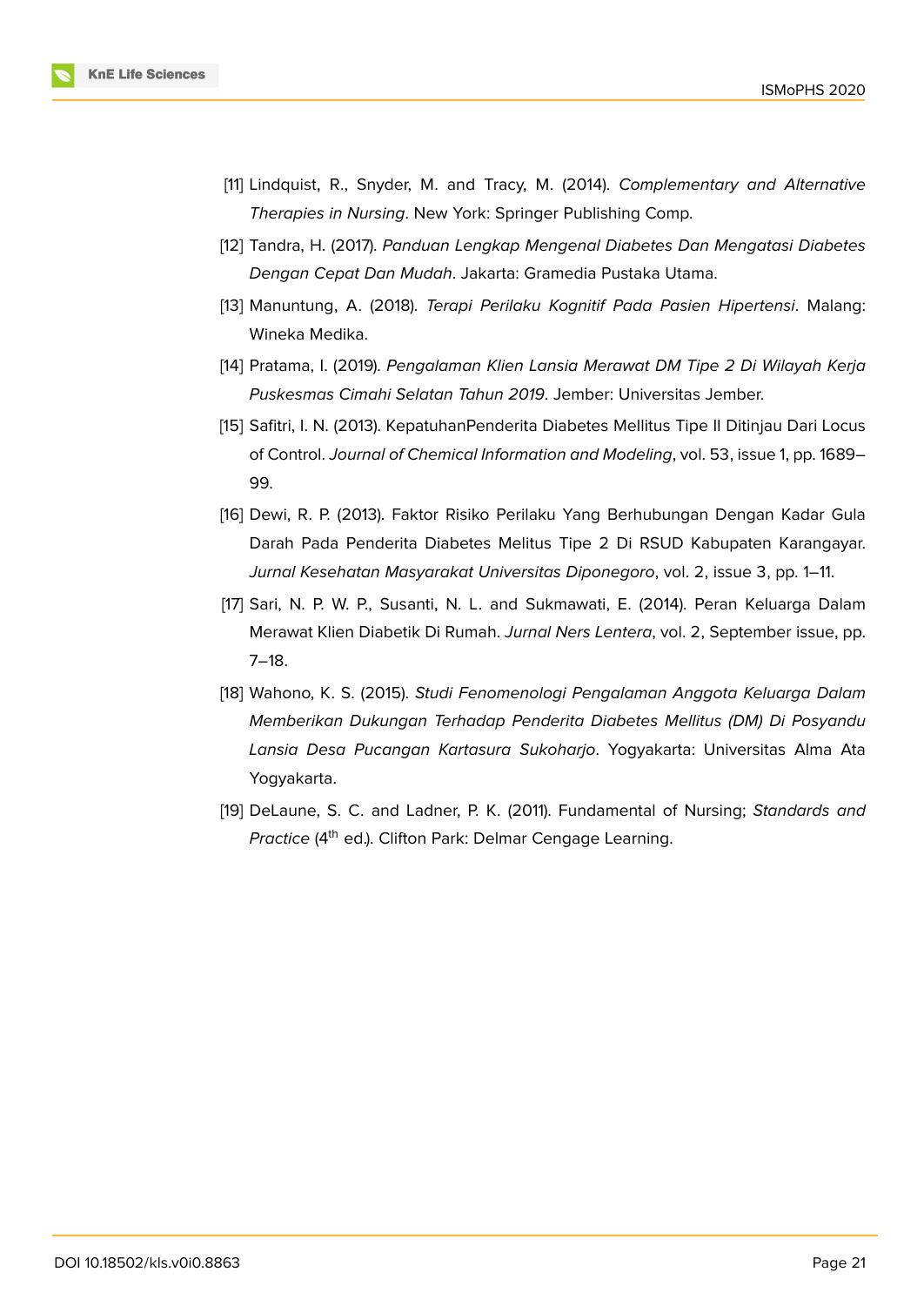[11] Lindquist, R., Snyder, M. and Tracy, M. (2014). *Complementary and Alternative Therapies in Nursing*. New York: Springer Publishing Comp.

[12] Tandra, H. (2017). *Panduan Lengkap Mengenal Diabetes Dan Mengatasi Diabetes Dengan Cepat Dan Mudah*. Jakarta: Gramedia Pustaka Utama.

[13] Manuntung, A. (2018). *Terapi Perilaku Kognitif Pada Pasien Hipertensi*. Malang: Wineka Medika.

[14] Pratama, I. (2019). *Pengalaman Klien Lansia Merawat DM Tipe 2 Di Wilayah Kerja Puskesmas Cimahi Selatan Tahun 2019*. Jember: Universitas Jember.

[15] Safitri, I. N. (2013). KepatuhanPenderita Diabetes Mellitus Tipe II Ditinjau Dari Locus of Control. *Journal of Chemical Information and Modeling*, vol. 53, issue 1, pp. 1689–99.

[16] Dewi, R. P. (2013). Faktor Risiko Perilaku Yang Berhubungan Dengan Kadar Gula Darah Pada Penderita Diabetes Melitus Tipe 2 Di RSUD Kabupaten Karangayar. *Jurnal Kesehatan Masyarakat Universitas Diponegoro*, vol. 2, issue 3, pp. 1–11.

[17] Sari, N. P. W. P., Susanti, N. L. and Sukmawati, E. (2014). Peran Keluarga Dalam Merawat Klien Diabetik Di Rumah. *Jurnal Ners Lentera*, vol. 2, September issue, pp. 7–18.

[18] Wahono, K. S. (2015). *Studi Fenomenologi Pengalaman Anggota Keluarga Dalam Memberikan Dukungan Terhadap Penderita Diabetes Mellitus (DM) Di Posyandu Lansia Desa Pucangan Kartasura Sukoharjo*. Yogyakarta: Universitas Alma Ata Yogyakarta.

[19] DeLaune, S. C. and Ladner, P. K. (2011). Fundamental of Nursing; *Standards and Practice* ($4^{th}$ ed.). Clifton Park: Delmar Cengage Learning.